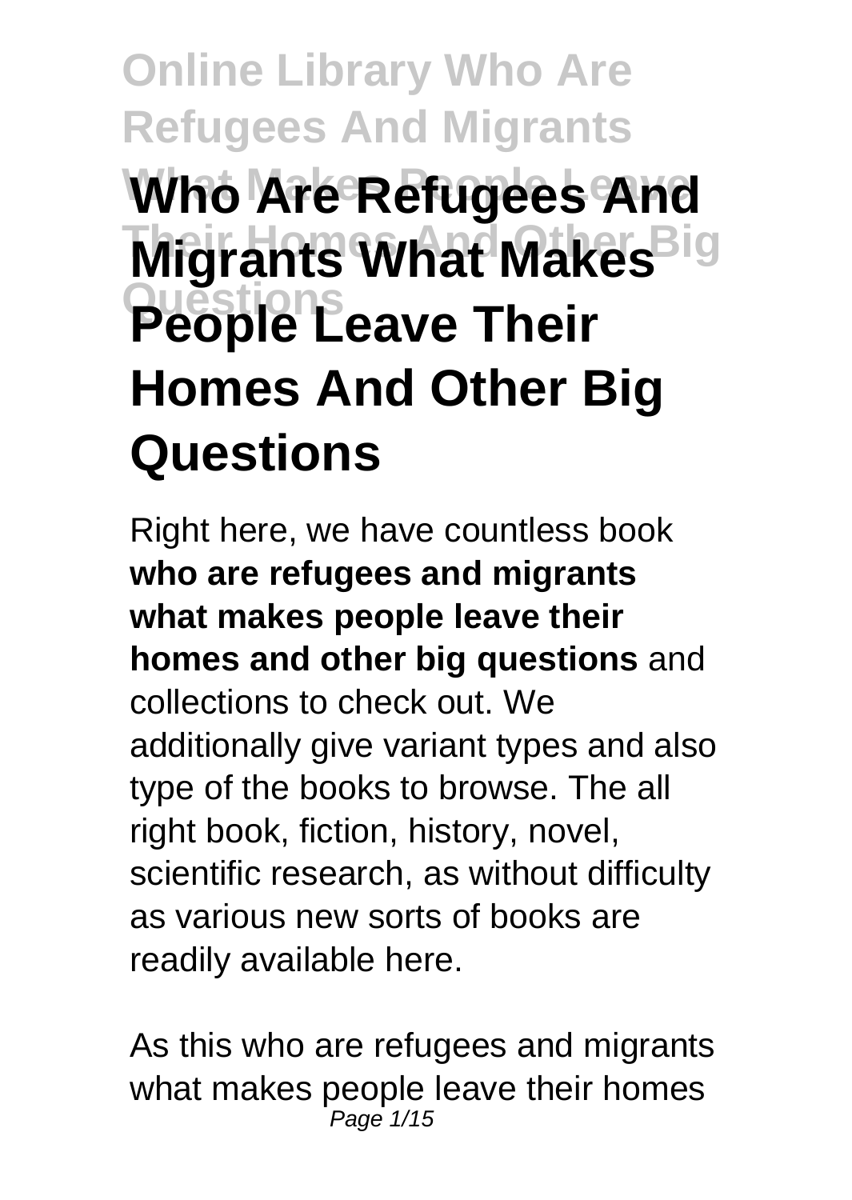# Who Are Refugees And Migrants What Makes People Leave Their Homes And Other Big Questions

Right here, we have countless book **who are refugees and migrants what makes people leave their homes and other big questions** and collections to check out. We additionally give variant types and also type of the books to browse. The all right book, fiction, history, novel, scientific research, as without difficulty as various new sorts of books are readily available here.

As this who are refugees and migrants what makes people leave their homes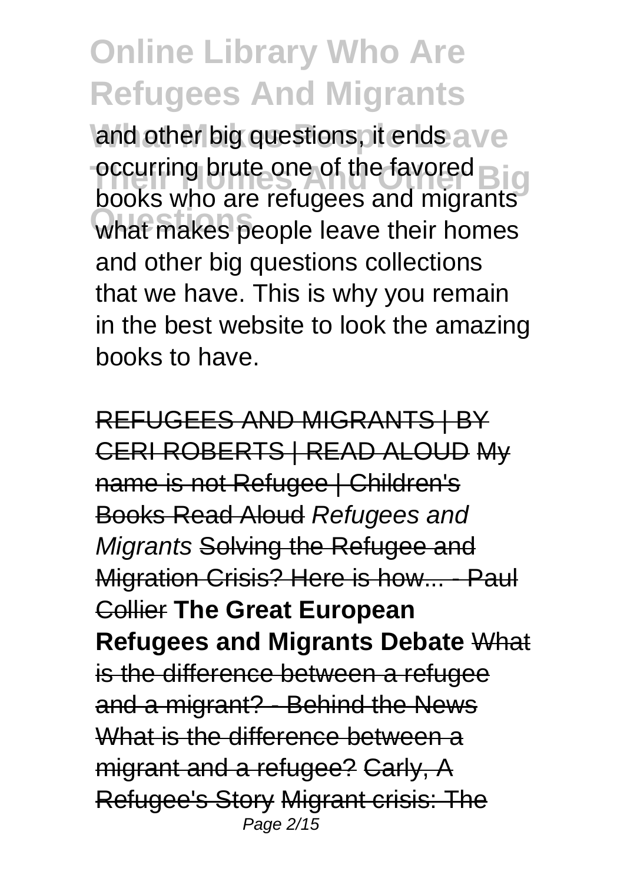and other big questions, it ends occurring brute one of the favored books who are refugees and migrants what makes people leave their homes and other big questions collections that we have. This is why you remain in the best website to look the amazing books to have.

REFUGEES AND MIGRANTS | BY CERI ROBERTS | READ ALOUD My name is not Refugee | Children's Books Read Aloud *Refugees and Migrants* Solving the Refugee and Migration Crisis? Here is how... - Paul Collier **The Great European Refugees and Migrants Debate** What is the difference between a refugee and a migrant? - Behind the News What is the difference between a migrant and a refugee? Carly, A Refugee's Story Migrant crisis: The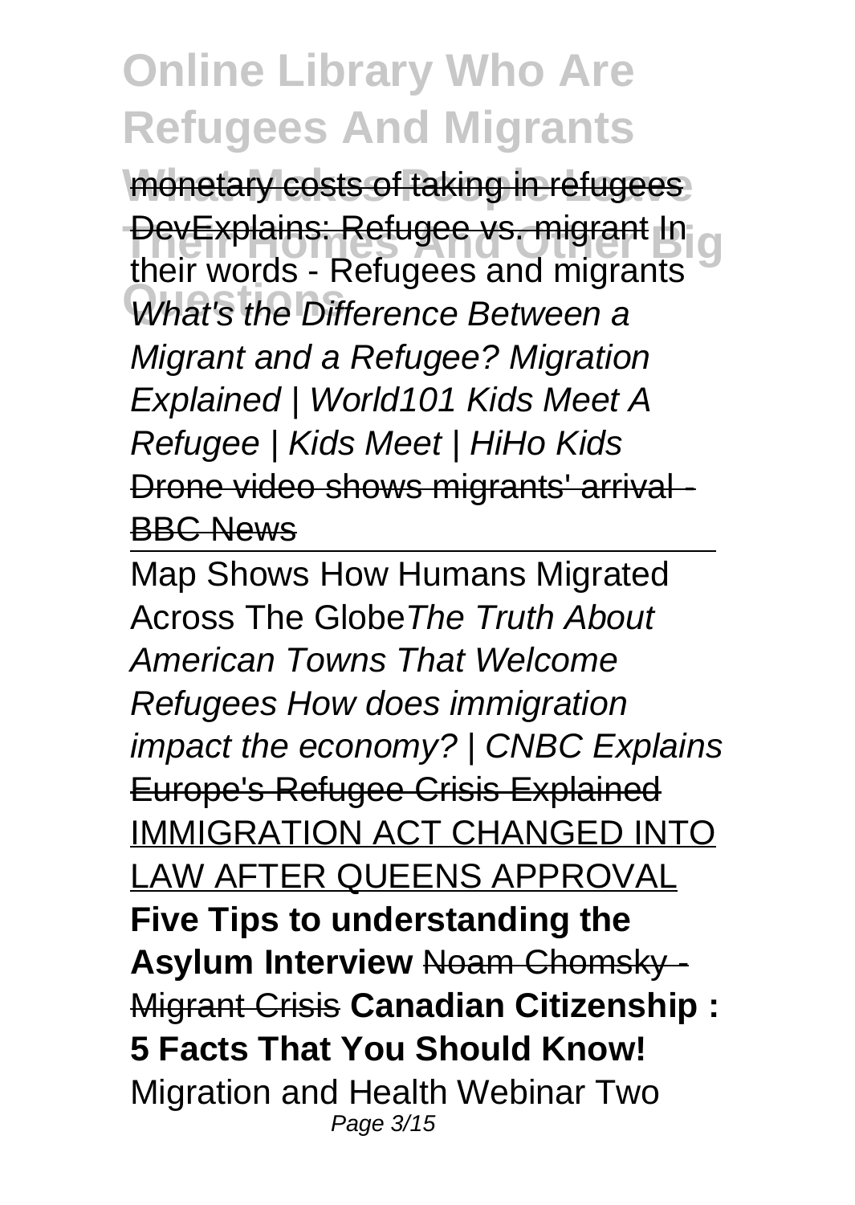monetary costs of taking in refugees

DevExplains: Refugee vs. migrant In their words - Refugees and migrants *What's the Difference Between a Migrant and a Refugee? Migration Explained | World101 Kids Meet A Refugee | Kids Meet | HiHo Kids* Drone video shows migrants' arrival - BBC News

---

Map Shows How Humans Migrated Across The Globe*The Truth About American Towns That Welcome Refugees How does immigration impact the economy? | CNBC Explains* Europe's Refugee Crisis Explained IMMIGRATION ACT CHANGED INTO LAW AFTER QUEENS APPROVAL **Five Tips to understanding the Asylum Interview** Noam Chomsky - Migrant Crisis **Canadian Citizenship : 5 Facts That You Should Know!** Migration and Health Webinar Two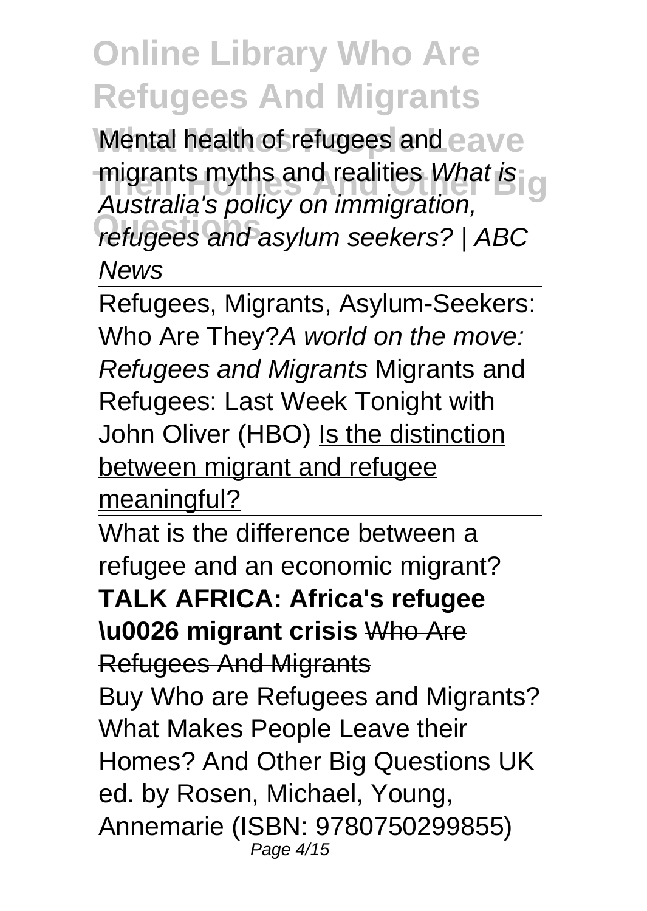Mental health of refugees and migrants myths and realities *What is Australia's policy on immigration, refugees and asylum seekers? | ABC News*

Refugees, Migrants, Asylum-Seekers: Who Are They?*A world on the move: Refugees and Migrants* Migrants and Refugees: Last Week Tonight with John Oliver (HBO) Is the distinction between migrant and refugee meaningful?

What is the difference between a refugee and an economic migrant? **TALK AFRICA: Africa's refugee \u0026 migrant crisis** Who Are Refugees And Migrants

Buy Who are Refugees and Migrants? What Makes People Leave their Homes? And Other Big Questions UK ed. by Rosen, Michael, Young, Annemarie (ISBN: 9780750299855)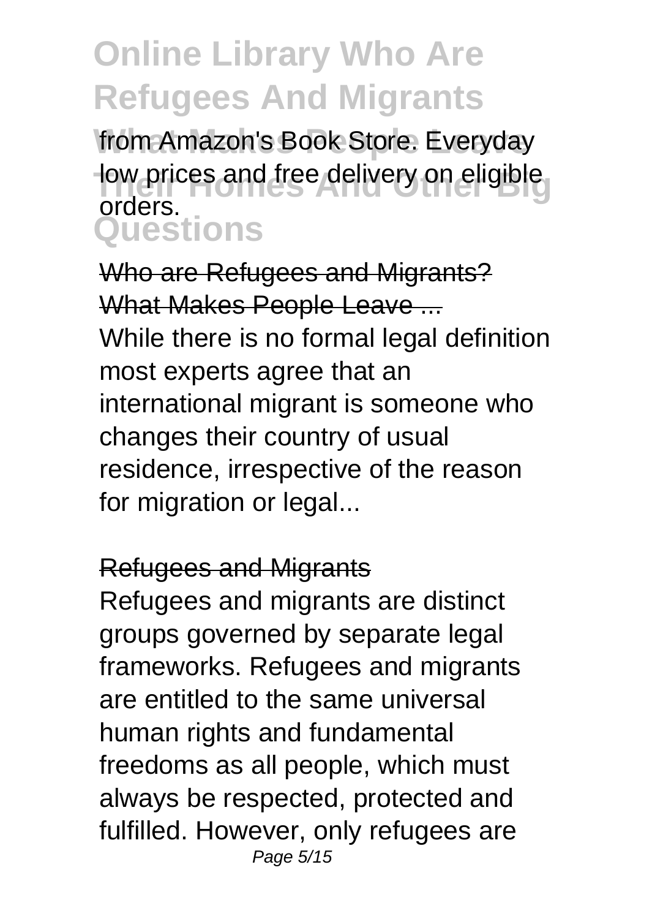from Amazon's Book Store. Everyday low prices and free delivery on eligible orders.

Who are Refugees and Migrants? What Makes People Leave ...

While there is no formal legal definition most experts agree that an international migrant is someone who changes their country of usual residence, irrespective of the reason for migration or legal...

Refugees and Migrants

Refugees and migrants are distinct groups governed by separate legal frameworks. Refugees and migrants are entitled to the same universal human rights and fundamental freedoms as all people, which must always be respected, protected and fulfilled. However, only refugees are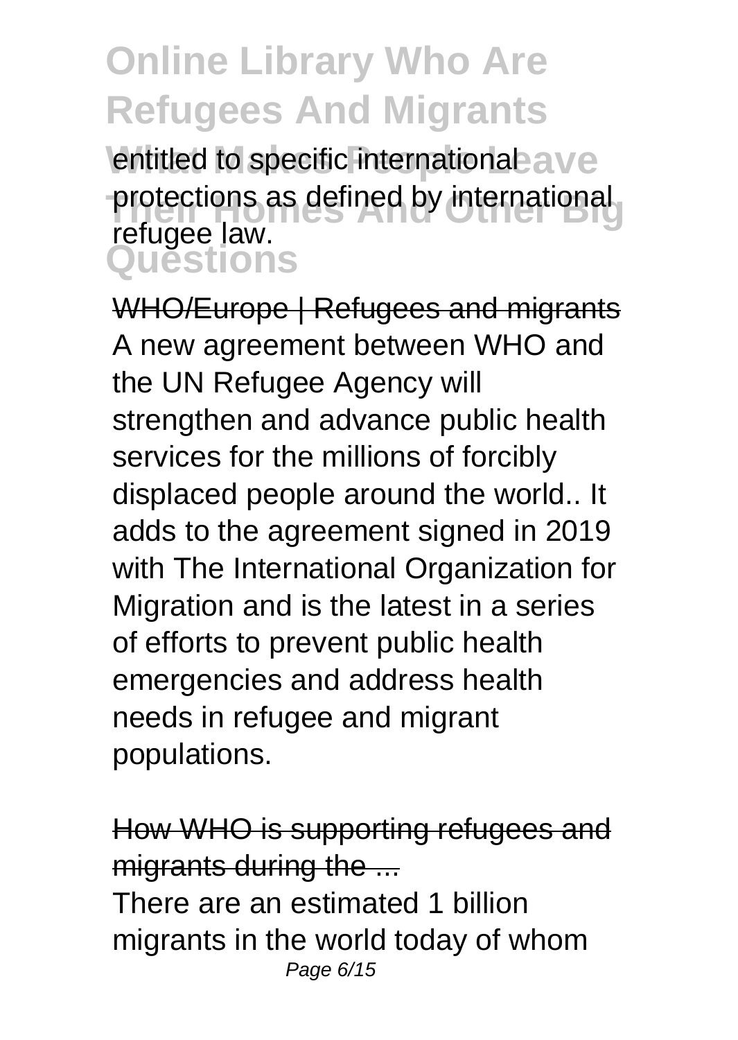entitled to specific international protections as defined by international refugee law.

WHO/Europe | Refugees and migrants

A new agreement between WHO and the UN Refugee Agency will strengthen and advance public health services for the millions of forcibly displaced people around the world.. It adds to the agreement signed in 2019 with The International Organization for Migration and is the latest in a series of efforts to prevent public health emergencies and address health needs in refugee and migrant populations.

How WHO is supporting refugees and migrants during the ...

There are an estimated 1 billion migrants in the world today of whom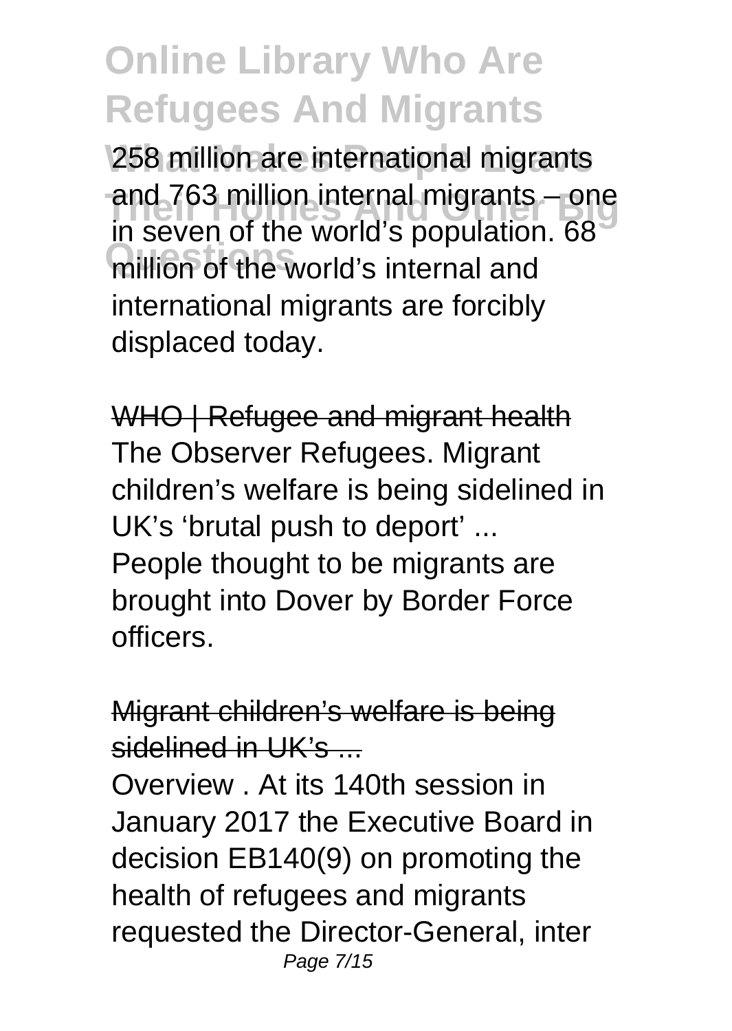258 million are international migrants and 763 million internal migrants – one in seven of the world's population. 68 million of the world's internal and international migrants are forcibly displaced today.

WHO | Refugee and migrant health

The Observer Refugees. Migrant children's welfare is being sidelined in UK's 'brutal push to deport' ... People thought to be migrants are brought into Dover by Border Force officers.

Migrant children's welfare is being sidelined in UK's ...

Overview . At its 140th session in January 2017 the Executive Board in decision EB140(9) on promoting the health of refugees and migrants requested the Director-General, inter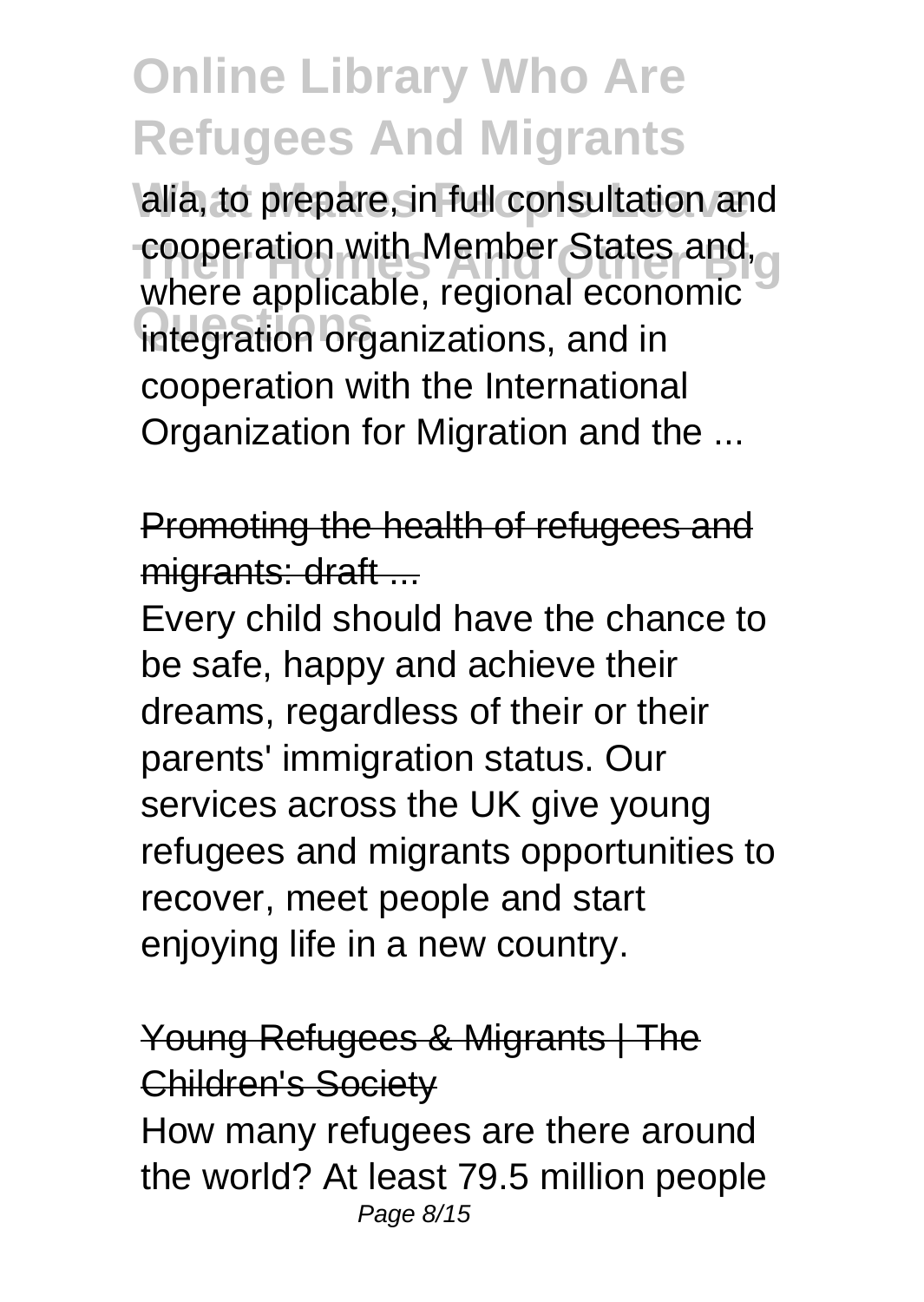alia, to prepare, in full consultation and cooperation with Member States and, where applicable, regional economic integration organizations, and in cooperation with the International Organization for Migration and the ...

Promoting the health of refugees and migrants: draft ...

Every child should have the chance to be safe, happy and achieve their dreams, regardless of their or their parents' immigration status. Our services across the UK give young refugees and migrants opportunities to recover, meet people and start enjoying life in a new country.

Young Refugees & Migrants | The Children's Society

How many refugees are there around the world? At least 79.5 million people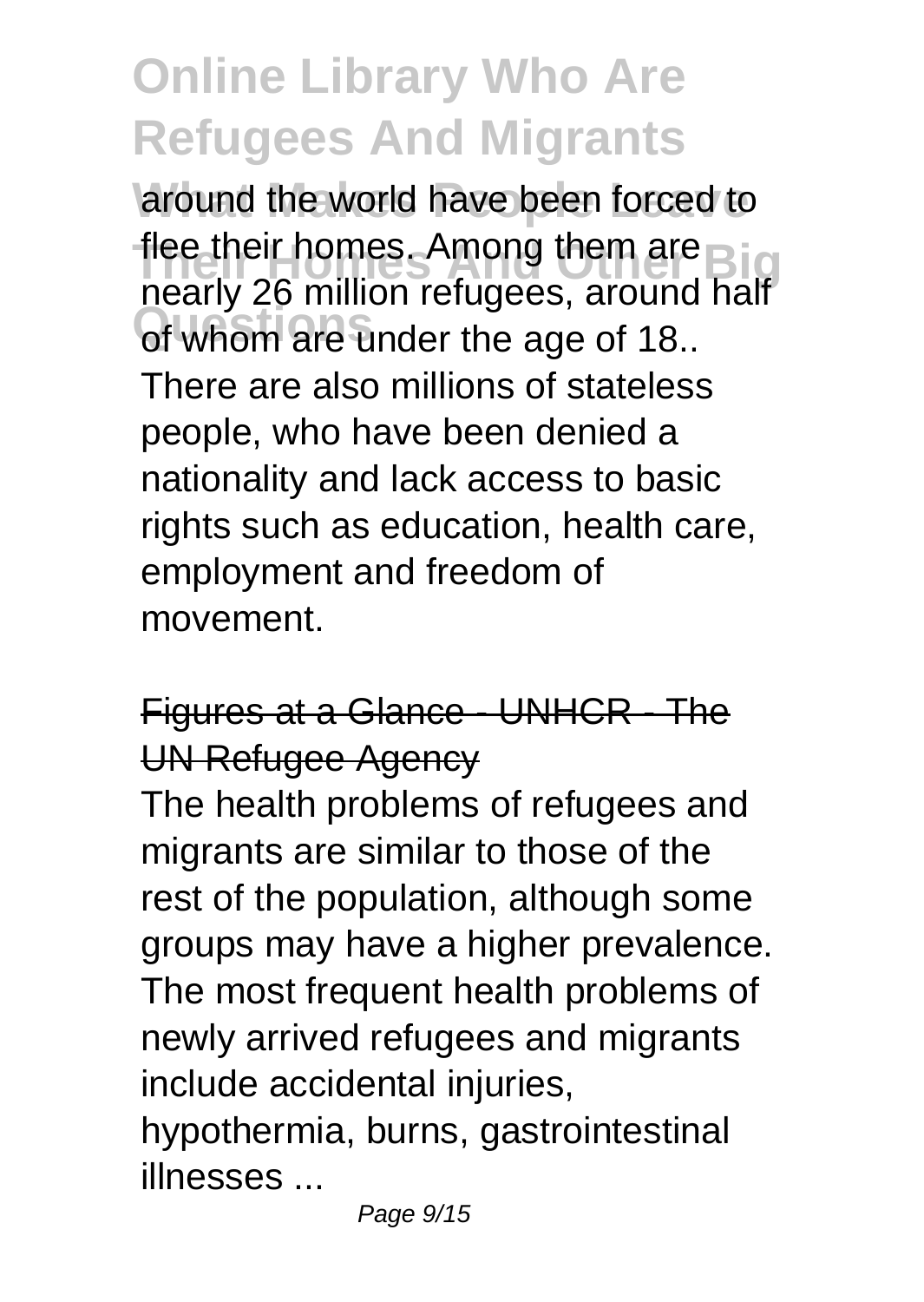around the world have been forced to flee their homes. Among them are nearly 26 million refugees, around half of whom are under the age of 18.. There are also millions of stateless people, who have been denied a nationality and lack access to basic rights such as education, health care, employment and freedom of movement.

Figures at a Glance - UNHCR - The UN Refugee Agency

The health problems of refugees and migrants are similar to those of the rest of the population, although some groups may have a higher prevalence. The most frequent health problems of newly arrived refugees and migrants include accidental injuries, hypothermia, burns, gastrointestinal illnesses ...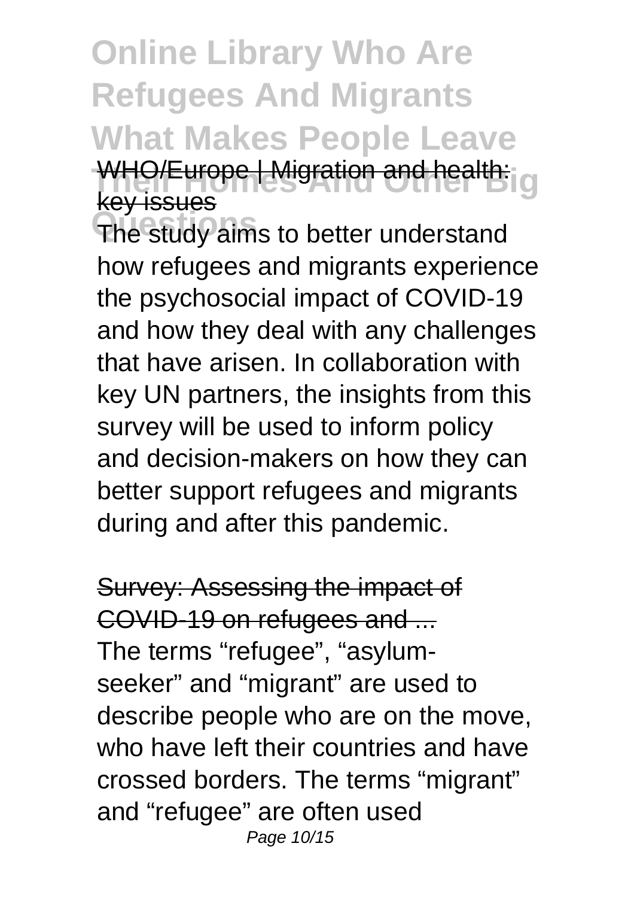WHO/Europe | Migration and health: key issues

The study aims to better understand how refugees and migrants experience the psychosocial impact of COVID-19 and how they deal with any challenges that have arisen. In collaboration with key UN partners, the insights from this survey will be used to inform policy and decision-makers on how they can better support refugees and migrants during and after this pandemic.

Survey: Assessing the impact of COVID-19 on refugees and ...

The terms “refugee”, “asylum-seeker” and “migrant” are used to describe people who are on the move, who have left their countries and have crossed borders. The terms “migrant” and “refugee” are often used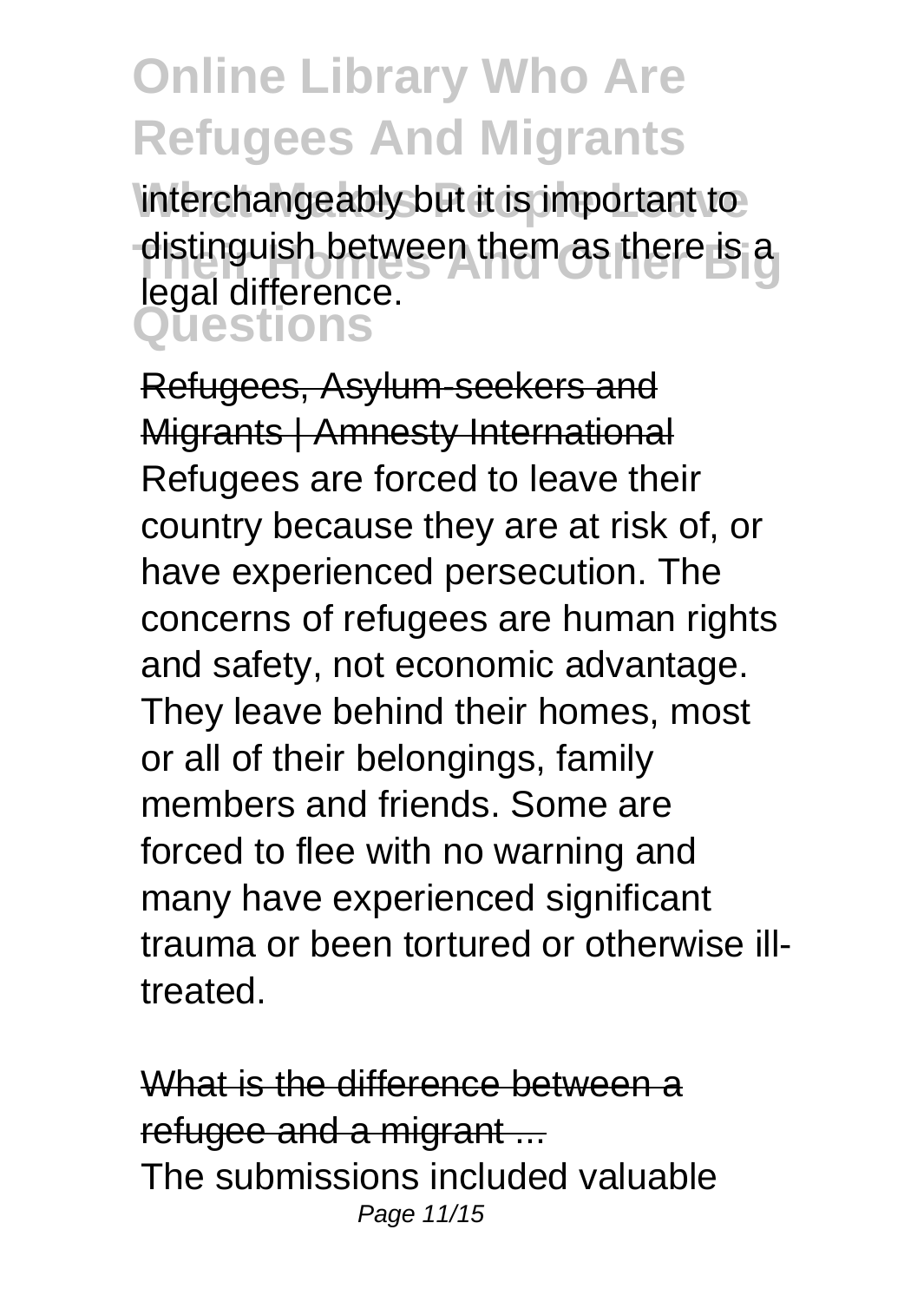interchangeably but it is important to distinguish between them as there is a legal difference.

Refugees, Asylum-seekers and Migrants | Amnesty International

Refugees are forced to leave their country because they are at risk of, or have experienced persecution. The concerns of refugees are human rights and safety, not economic advantage. They leave behind their homes, most or all of their belongings, family members and friends. Some are forced to flee with no warning and many have experienced significant trauma or been tortured or otherwise ill-treated.

What is the difference between a refugee and a migrant ...

The submissions included valuable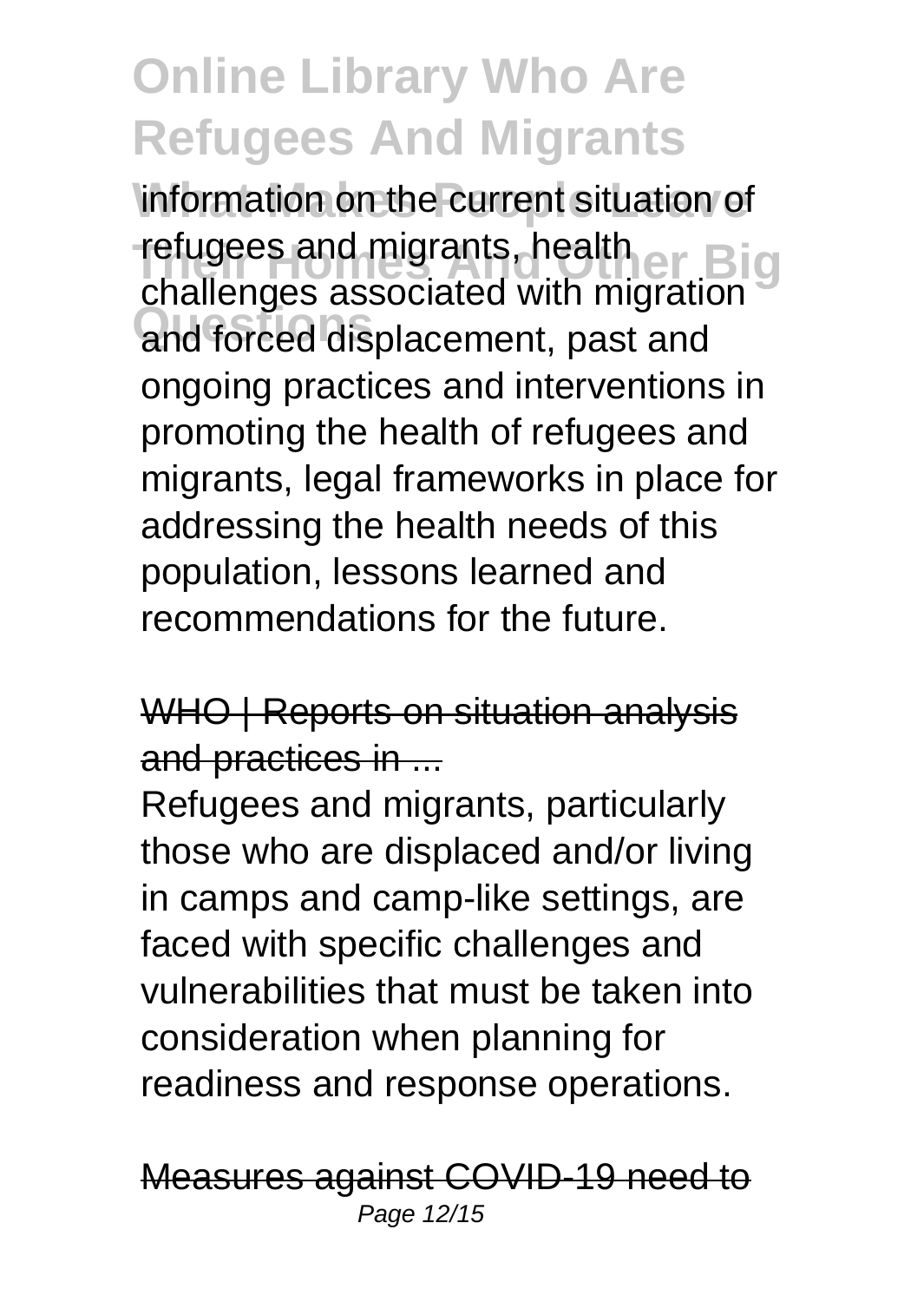information on the current situation of refugees and migrants, health challenges associated with migration and forced displacement, past and ongoing practices and interventions in promoting the health of refugees and migrants, legal frameworks in place for addressing the health needs of this population, lessons learned and recommendations for the future.

WHO | Reports on situation analysis and practices in ...

Refugees and migrants, particularly those who are displaced and/or living in camps and camp-like settings, are faced with specific challenges and vulnerabilities that must be taken into consideration when planning for readiness and response operations.

Measures against COVID-19 need to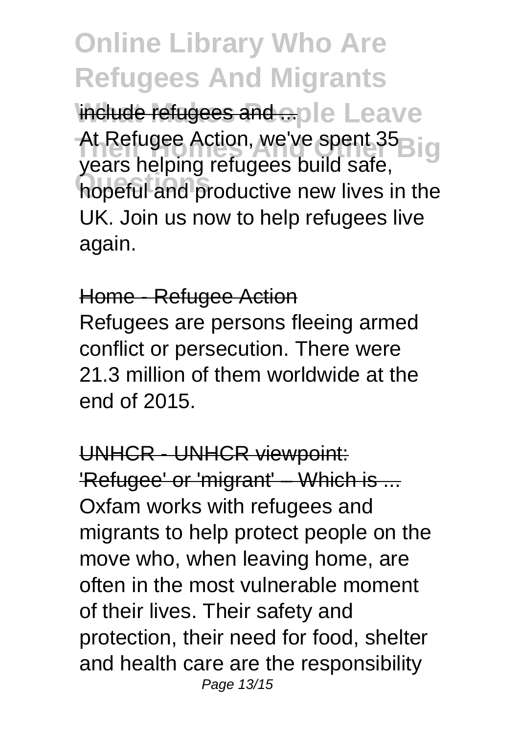include refugees and ...

At Refugee Action, we've spent 35 years helping refugees build safe, hopeful and productive new lives in the UK. Join us now to help refugees live again.

Home - Refugee Action

Refugees are persons fleeing armed conflict or persecution. There were 21.3 million of them worldwide at the end of 2015.

UNHCR - UNHCR viewpoint: 'Refugee' or 'migrant' – Which is ...

Oxfam works with refugees and migrants to help protect people on the move who, when leaving home, are often in the most vulnerable moment of their lives. Their safety and protection, their need for food, shelter and health care are the responsibility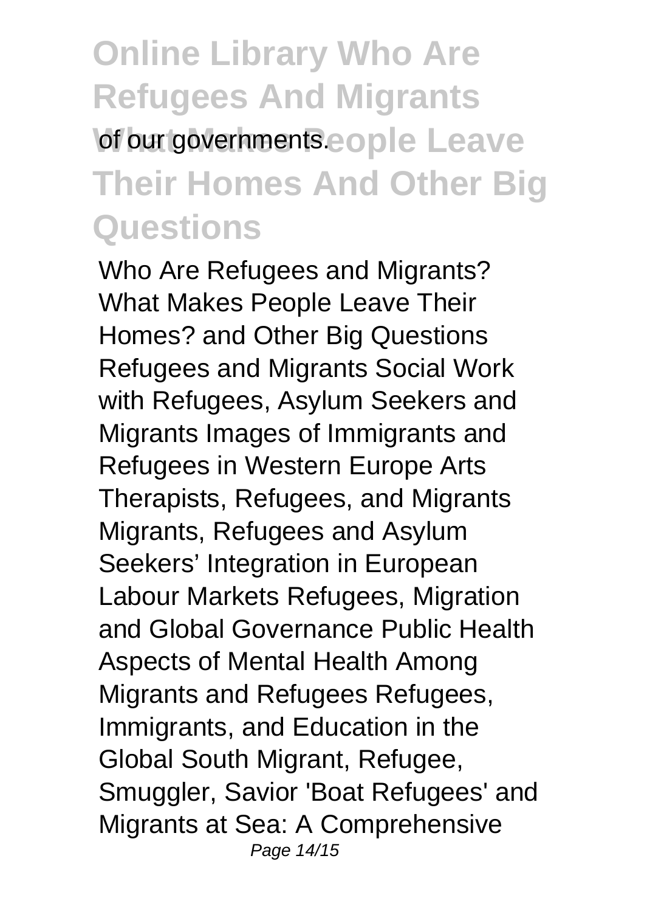of our governments.

Who Are Refugees and Migrants? What Makes People Leave Their Homes? and Other Big Questions Refugees and Migrants Social Work with Refugees, Asylum Seekers and Migrants Images of Immigrants and Refugees in Western Europe Arts Therapists, Refugees, and Migrants Migrants, Refugees and Asylum Seekers' Integration in European Labour Markets Refugees, Migration and Global Governance Public Health Aspects of Mental Health Among Migrants and Refugees Refugees, Immigrants, and Education in the Global South Migrant, Refugee, Smuggler, Savior 'Boat Refugees' and Migrants at Sea: A Comprehensive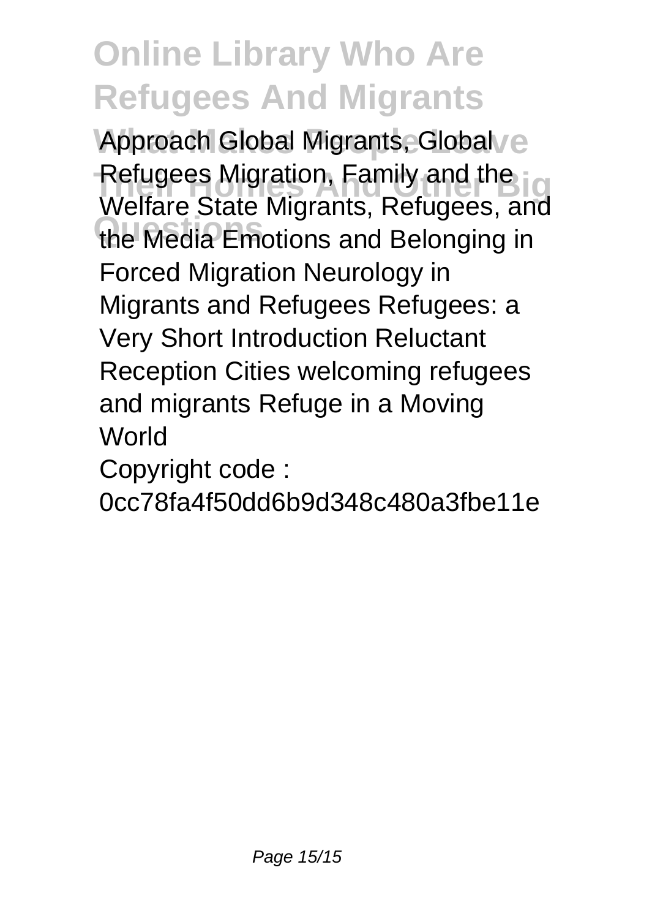Approach Global Migrants, Global Refugees Migration, Family and the Welfare State Migrants, Refugees, and the Media Emotions and Belonging in Forced Migration Neurology in Migrants and Refugees Refugees: a Very Short Introduction Reluctant Reception Cities welcoming refugees and migrants Refuge in a Moving World

Copyright code : 0cc78fa4f50dd6b9d348c480a3fbe11e